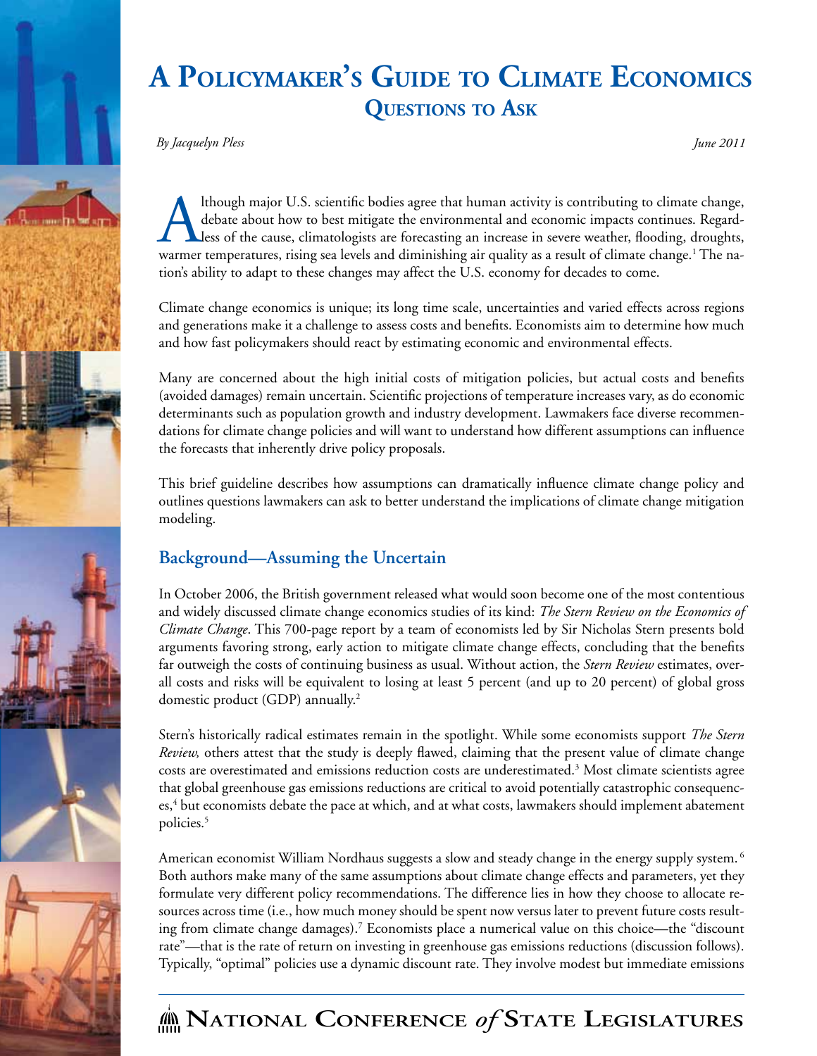# A Policymaker's Guide to Climate Economics

## Questions to Ask

*By Jacquelyn Pless*

*June 2011*

Although major U.S. scientific bodies agree that human activity is contributing to climate change, debate about how to best mitigate the environmental and economic impacts continues. Regardless of the cause, climatologists are forecasting an increase in severe weather, flooding, droughts, warmer temperatures, rising sea levels and diminishing air quality as a result of climate change.[1] The nation's ability to adapt to these changes may affect the U.S. economy for decades to come.

Climate change economics is unique; its long time scale, uncertainties and varied effects across regions and generations make it a challenge to assess costs and benefits. Economists aim to determine how much and how fast policymakers should react by estimating economic and environmental effects.

Many are concerned about the high initial costs of mitigation policies, but actual costs and benefits (avoided damages) remain uncertain. Scientific projections of temperature increases vary, as do economic determinants such as population growth and industry development. Lawmakers face diverse recommendations for climate change policies and will want to understand how different assumptions can influence the forecasts that inherently drive policy proposals.

This brief guideline describes how assumptions can dramatically influence climate change policy and outlines questions lawmakers can ask to better understand the implications of climate change mitigation modeling.

## Background—Assuming the Uncertain

In October 2006, the British government released what would soon become one of the most contentious and widely discussed climate change economics studies of its kind: *The Stern Review on the Economics of Climate Change*. This 700-page report by a team of economists led by Sir Nicholas Stern presents bold arguments favoring strong, early action to mitigate climate change effects, concluding that the benefits far outweigh the costs of continuing business as usual. Without action, the *Stern Review* estimates, overall costs and risks will be equivalent to losing at least 5 percent (and up to 20 percent) of global gross domestic product (GDP) annually.[2]

Stern's historically radical estimates remain in the spotlight. While some economists support *The Stern Review,* others attest that the study is deeply flawed, claiming that the present value of climate change costs are overestimated and emissions reduction costs are underestimated.[3] Most climate scientists agree that global greenhouse gas emissions reductions are critical to avoid potentially catastrophic consequences,[4] but economists debate the pace at which, and at what costs, lawmakers should implement abatement policies.[5]

American economist William Nordhaus suggests a slow and steady change in the energy supply system.[6] Both authors make many of the same assumptions about climate change effects and parameters, yet they formulate very different policy recommendations. The difference lies in how they choose to allocate resources across time (i.e., how much money should be spent now versus later to prevent future costs resulting from climate change damages).[7] Economists place a numerical value on this choice—the "discount rate"—that is the rate of return on investing in greenhouse gas emissions reductions (discussion follows). Typically, "optimal" policies use a dynamic discount rate. They involve modest but immediate emissions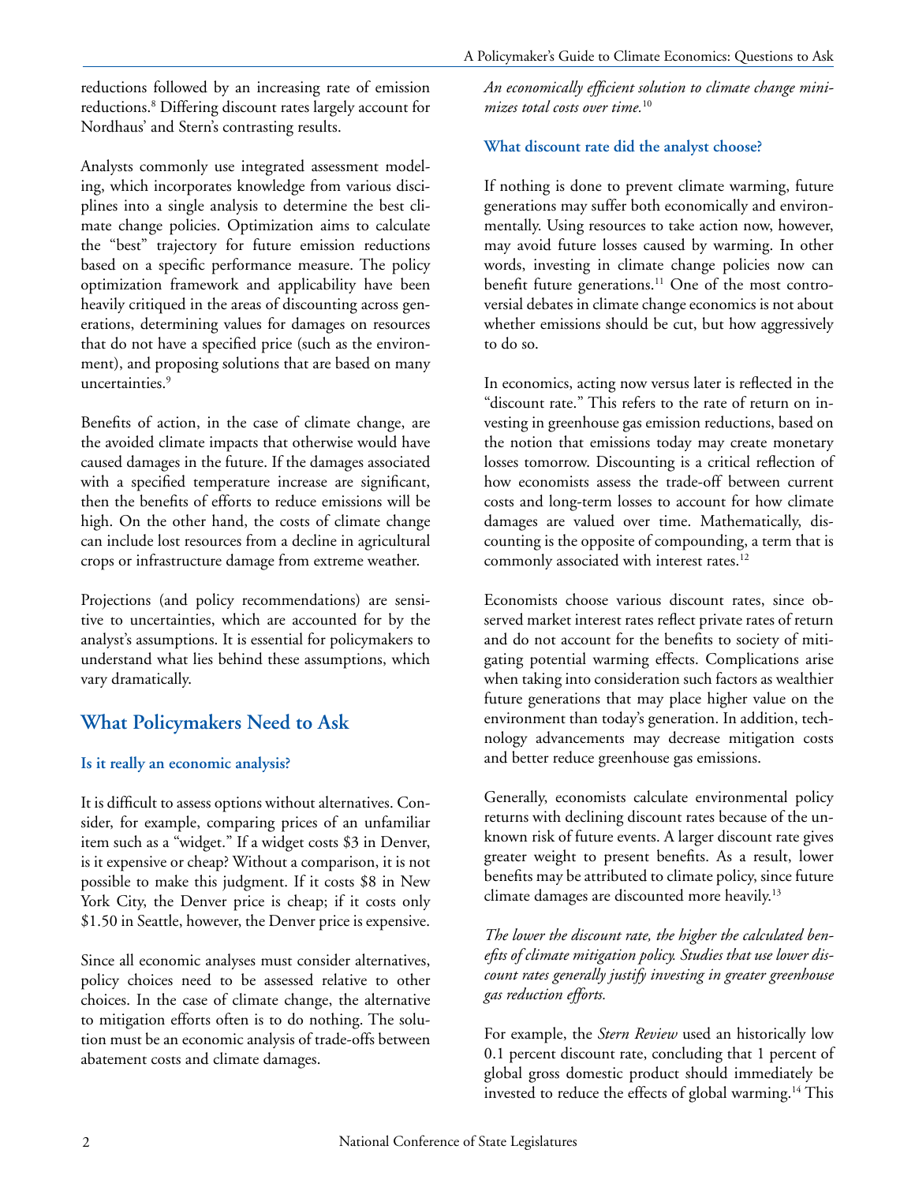reductions followed by an increasing rate of emission reductions.[8] Differing discount rates largely account for Nordhaus' and Stern's contrasting results.

Analysts commonly use integrated assessment modeling, which incorporates knowledge from various disciplines into a single analysis to determine the best climate change policies. Optimization aims to calculate the "best" trajectory for future emission reductions based on a specific performance measure. The policy optimization framework and applicability have been heavily critiqued in the areas of discounting across generations, determining values for damages on resources that do not have a specified price (such as the environment), and proposing solutions that are based on many uncertainties.[9]

Benefits of action, in the case of climate change, are the avoided climate impacts that otherwise would have caused damages in the future. If the damages associated with a specified temperature increase are significant, then the benefits of efforts to reduce emissions will be high. On the other hand, the costs of climate change can include lost resources from a decline in agricultural crops or infrastructure damage from extreme weather.

Projections (and policy recommendations) are sensitive to uncertainties, which are accounted for by the analyst's assumptions. It is essential for policymakers to understand what lies behind these assumptions, which vary dramatically.

## What Policymakers Need to Ask

### Is it really an economic analysis?

It is difficult to assess options without alternatives. Consider, for example, comparing prices of an unfamiliar item such as a "widget." If a widget costs $3 in Denver, is it expensive or cheap? Without a comparison, it is not possible to make this judgment. If it costs $8 in New York City, the Denver price is cheap; if it costs only $1.50 in Seattle, however, the Denver price is expensive.

Since all economic analyses must consider alternatives, policy choices need to be assessed relative to other choices. In the case of climate change, the alternative to mitigation efforts often is to do nothing. The solution must be an economic analysis of trade-offs between abatement costs and climate damages.

*An economically efficient solution to climate change minimizes total costs over time.*[10]

### What discount rate did the analyst choose?

If nothing is done to prevent climate warming, future generations may suffer both economically and environmentally. Using resources to take action now, however, may avoid future losses caused by warming. In other words, investing in climate change policies now can benefit future generations.[11] One of the most controversial debates in climate change economics is not about whether emissions should be cut, but how aggressively to do so.

In economics, acting now versus later is reflected in the "discount rate." This refers to the rate of return on investing in greenhouse gas emission reductions, based on the notion that emissions today may create monetary losses tomorrow. Discounting is a critical reflection of how economists assess the trade-off between current costs and long-term losses to account for how climate damages are valued over time. Mathematically, discounting is the opposite of compounding, a term that is commonly associated with interest rates.[12]

Economists choose various discount rates, since observed market interest rates reflect private rates of return and do not account for the benefits to society of mitigating potential warming effects. Complications arise when taking into consideration such factors as wealthier future generations that may place higher value on the environment than today's generation. In addition, technology advancements may decrease mitigation costs and better reduce greenhouse gas emissions.

Generally, economists calculate environmental policy returns with declining discount rates because of the unknown risk of future events. A larger discount rate gives greater weight to present benefits. As a result, lower benefits may be attributed to climate policy, since future climate damages are discounted more heavily.[13]

*The lower the discount rate, the higher the calculated benefits of climate mitigation policy. Studies that use lower discount rates generally justify investing in greater greenhouse gas reduction efforts.*

For example, the *Stern Review* used an historically low 0.1 percent discount rate, concluding that 1 percent of global gross domestic product should immediately be invested to reduce the effects of global warming.[14] This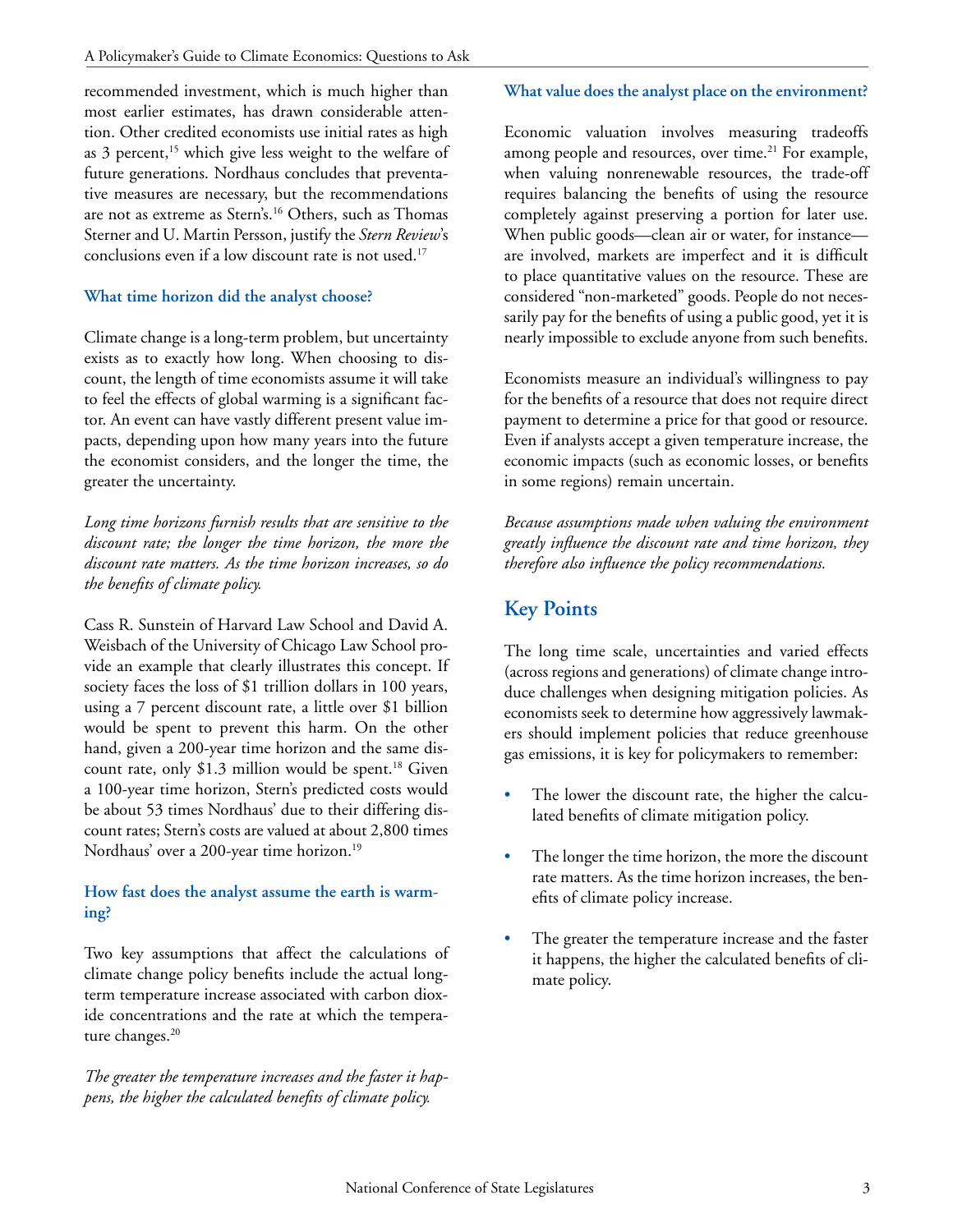recommended investment, which is much higher than most earlier estimates, has drawn considerable attention. Other credited economists use initial rates as high as 3 percent,[15] which give less weight to the welfare of future generations. Nordhaus concludes that preventative measures are necessary, but the recommendations are not as extreme as Stern's.[16] Others, such as Thomas Sterner and U. Martin Persson, justify the *Stern Review*'s conclusions even if a low discount rate is not used.[17]

### What time horizon did the analyst choose?

Climate change is a long-term problem, but uncertainty exists as to exactly how long. When choosing to discount, the length of time economists assume it will take to feel the effects of global warming is a significant factor. An event can have vastly different present value impacts, depending upon how many years into the future the economist considers, and the longer the time, the greater the uncertainty.

*Long time horizons furnish results that are sensitive to the discount rate; the longer the time horizon, the more the discount rate matters. As the time horizon increases, so do the benefits of climate policy.*

Cass R. Sunstein of Harvard Law School and David A. Weisbach of the University of Chicago Law School provide an example that clearly illustrates this concept. If society faces the loss of $1 trillion dollars in 100 years, using a 7 percent discount rate, a little over $1 billion would be spent to prevent this harm. On the other hand, given a 200-year time horizon and the same discount rate, only $1.3 million would be spent.[18] Given a 100-year time horizon, Stern's predicted costs would be about 53 times Nordhaus' due to their differing discount rates; Stern's costs are valued at about 2,800 times Nordhaus' over a 200-year time horizon.[19]

### How fast does the analyst assume the earth is warming?

Two key assumptions that affect the calculations of climate change policy benefits include the actual long-term temperature increase associated with carbon dioxide concentrations and the rate at which the temperature changes.[20]

*The greater the temperature increases and the faster it happens, the higher the calculated benefits of climate policy.*

### What value does the analyst place on the environment?

Economic valuation involves measuring tradeoffs among people and resources, over time.[21] For example, when valuing nonrenewable resources, the trade-off requires balancing the benefits of using the resource completely against preserving a portion for later use. When public goods—clean air or water, for instance—are involved, markets are imperfect and it is difficult to place quantitative values on the resource. These are considered "non-marketed" goods. People do not necessarily pay for the benefits of using a public good, yet it is nearly impossible to exclude anyone from such benefits.

Economists measure an individual's willingness to pay for the benefits of a resource that does not require direct payment to determine a price for that good or resource. Even if analysts accept a given temperature increase, the economic impacts (such as economic losses, or benefits in some regions) remain uncertain.

*Because assumptions made when valuing the environment greatly influence the discount rate and time horizon, they therefore also influence the policy recommendations.*

## Key Points

The long time scale, uncertainties and varied effects (across regions and generations) of climate change introduce challenges when designing mitigation policies. As economists seek to determine how aggressively lawmakers should implement policies that reduce greenhouse gas emissions, it is key for policymakers to remember:

- The lower the discount rate, the higher the calculated benefits of climate mitigation policy.
- The longer the time horizon, the more the discount rate matters. As the time horizon increases, the benefits of climate policy increase.
- The greater the temperature increase and the faster it happens, the higher the calculated benefits of climate policy.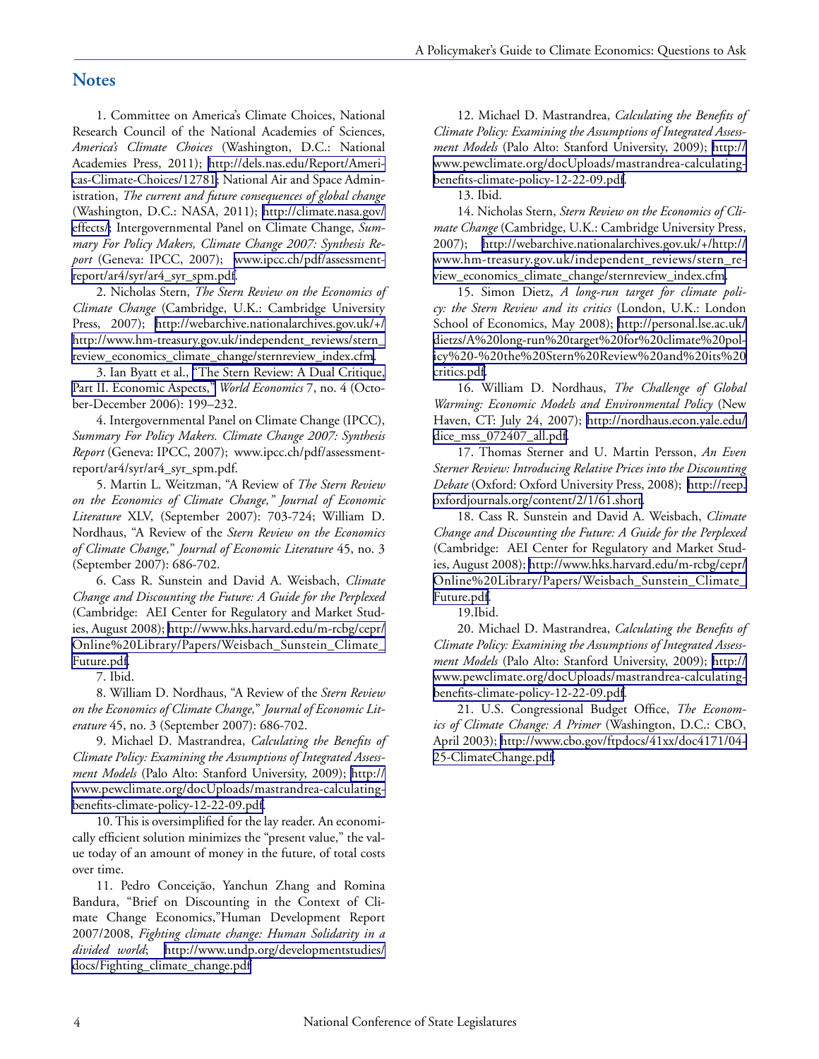## Notes

1. Committee on America's Climate Choices, National Research Council of the National Academies of Sciences, *America's Climate Choices* (Washington, D.C.: National Academies Press, 2011); http://dels.nas.edu/Report/Americas-Climate-Choices/12781; National Air and Space Administration, *The current and future consequences of global change* (Washington, D.C.: NASA, 2011); http://climate.nasa.gov/effects/; Intergovernmental Panel on Climate Change, *Summary For Policy Makers, Climate Change 2007: Synthesis Report* (Geneva: IPCC, 2007); www.ipcc.ch/pdf/assessment-report/ar4/syr/ar4_syr_spm.pdf.

2. Nicholas Stern, *The Stern Review on the Economics of Climate Change* (Cambridge, U.K.: Cambridge University Press, 2007); http://webarchive.nationalarchives.gov.uk/+/http://www.hm-treasury.gov.uk/independent_reviews/stern_review_economics_climate_change/sternreview_index.cfm.

3. Ian Byatt et al., "The Stern Review: A Dual Critique, Part II. Economic Aspects," *World Economics* 7, no. 4 (October-December 2006): 199–232.

4. Intergovernmental Panel on Climate Change (IPCC), *Summary For Policy Makers. Climate Change 2007: Synthesis Report* (Geneva: IPCC, 2007); www.ipcc.ch/pdf/assessment-report/ar4/syr/ar4_syr_spm.pdf.

5. Martin L. Weitzman, "A Review of *The Stern Review on the Economics of Climate Change," Journal of Economic Literature* XLV, (September 2007): 703-724; William D. Nordhaus, "A Review of the *Stern Review on the Economics of Climate Change*," *Journal of Economic Literature* 45, no. 3 (September 2007): 686-702.

6. Cass R. Sunstein and David A. Weisbach, *Climate Change and Discounting the Future: A Guide for the Perplexed* (Cambridge: AEI Center for Regulatory and Market Studies, August 2008); http://www.hks.harvard.edu/m-rcbg/cepr/Online%20Library/Papers/Weisbach_Sunstein_Climate_Future.pdf.

7. Ibid.

8. William D. Nordhaus, "A Review of the *Stern Review on the Economics of Climate Change*," *Journal of Economic Literature* 45, no. 3 (September 2007): 686-702.

9. Michael D. Mastrandrea, *Calculating the Benefits of Climate Policy: Examining the Assumptions of Integrated Assessment Models* (Palo Alto: Stanford University, 2009); http://www.pewclimate.org/docUploads/mastrandrea-calculating-benefits-climate-policy-12-22-09.pdf.

10. This is oversimplified for the lay reader. An economically efficient solution minimizes the "present value," the value today of an amount of money in the future, of total costs over time.

11. Pedro Conceição, Yanchun Zhang and Romina Bandura, "Brief on Discounting in the Context of Climate Change Economics,"Human Development Report 2007/2008, *Fighting climate change: Human Solidarity in a divided world*; http://www.undp.org/developmentstudies/docs/Fighting_climate_change.pdf

12. Michael D. Mastrandrea, *Calculating the Benefits of Climate Policy: Examining the Assumptions of Integrated Assessment Models* (Palo Alto: Stanford University, 2009); http://www.pewclimate.org/docUploads/mastrandrea-calculating-benefits-climate-policy-12-22-09.pdf.

13. Ibid.

14. Nicholas Stern, *Stern Review on the Economics of Climate Change* (Cambridge, U.K.: Cambridge University Press, 2007); http://webarchive.nationalarchives.gov.uk/+/http://www.hm-treasury.gov.uk/independent_reviews/stern_review_economics_climate_change/sternreview_index.cfm.

15. Simon Dietz, *A long-run target for climate policy: the Stern Review and its critics* (London, U.K.: London School of Economics, May 2008); http://personal.lse.ac.uk/dietzs/A%20long-run%20target%20for%20climate%20policy%20-%20the%20Stern%20Review%20and%20its%20critics.pdf.

16. William D. Nordhaus, *The Challenge of Global Warming: Economic Models and Environmental Policy* (New Haven, CT: July 24, 2007); http://nordhaus.econ.yale.edu/dice_mss_072407_all.pdf.

17. Thomas Sterner and U. Martin Persson, *An Even Sterner Review: Introducing Relative Prices into the Discounting Debate* (Oxford: Oxford University Press, 2008); http://reep.oxfordjournals.org/content/2/1/61.short.

18. Cass R. Sunstein and David A. Weisbach, *Climate Change and Discounting the Future: A Guide for the Perplexed* (Cambridge: AEI Center for Regulatory and Market Studies, August 2008); http://www.hks.harvard.edu/m-rcbg/cepr/Online%20Library/Papers/Weisbach_Sunstein_Climate_Future.pdf.

19.Ibid.

20. Michael D. Mastrandrea, *Calculating the Benefits of Climate Policy: Examining the Assumptions of Integrated Assessment Models* (Palo Alto: Stanford University, 2009); http://www.pewclimate.org/docUploads/mastrandrea-calculating-benefits-climate-policy-12-22-09.pdf.

21. U.S. Congressional Budget Office, *The Economics of Climate Change: A Primer* (Washington, D.C.: CBO, April 2003); http://www.cbo.gov/ftpdocs/41xx/doc4171/04-25-ClimateChange.pdf.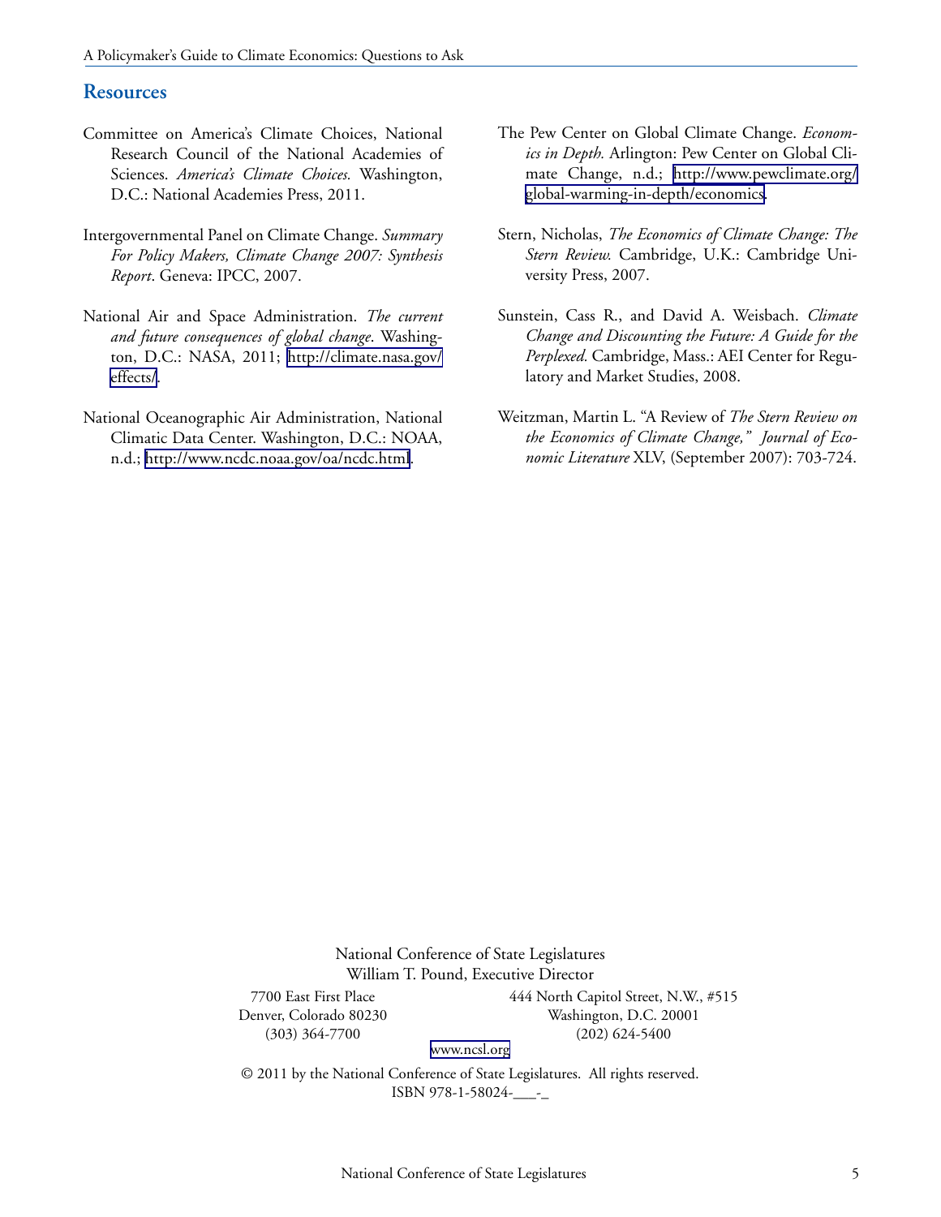## Resources

Committee on America's Climate Choices, National Research Council of the National Academies of Sciences. *America's Climate Choices.* Washington, D.C.: National Academies Press, 2011.

Intergovernmental Panel on Climate Change. *Summary For Policy Makers, Climate Change 2007: Synthesis Report*. Geneva: IPCC, 2007.

National Air and Space Administration. *The current and future consequences of global change*. Washington, D.C.: NASA, 2011; http://climate.nasa.gov/effects/.

National Oceanographic Air Administration, National Climatic Data Center. Washington, D.C.: NOAA, n.d.; http://www.ncdc.noaa.gov/oa/ncdc.html.

The Pew Center on Global Climate Change. *Economics in Depth.* Arlington: Pew Center on Global Climate Change, n.d.; http://www.pewclimate.org/global-warming-in-depth/economics.

Stern, Nicholas, *The Economics of Climate Change: The Stern Review.* Cambridge, U.K.: Cambridge University Press, 2007.

Sunstein, Cass R., and David A. Weisbach. *Climate Change and Discounting the Future: A Guide for the Perplexed.* Cambridge, Mass.: AEI Center for Regulatory and Market Studies, 2008.

Weitzman, Martin L. "A Review of *The Stern Review on the Economics of Climate Change," Journal of Economic Literature* XLV, (September 2007): 703-724.

National Conference of State Legislatures
William T. Pound, Executive Director

7700 East First Place
Denver, Colorado 80230
(303) 364-7700

444 North Capitol Street, N.W., #515
Washington, D.C. 20001
(202) 624-5400

www.ncsl.org

© 2011 by the National Conference of State Legislatures. All rights reserved.
ISBN 978-1-58024-___-_